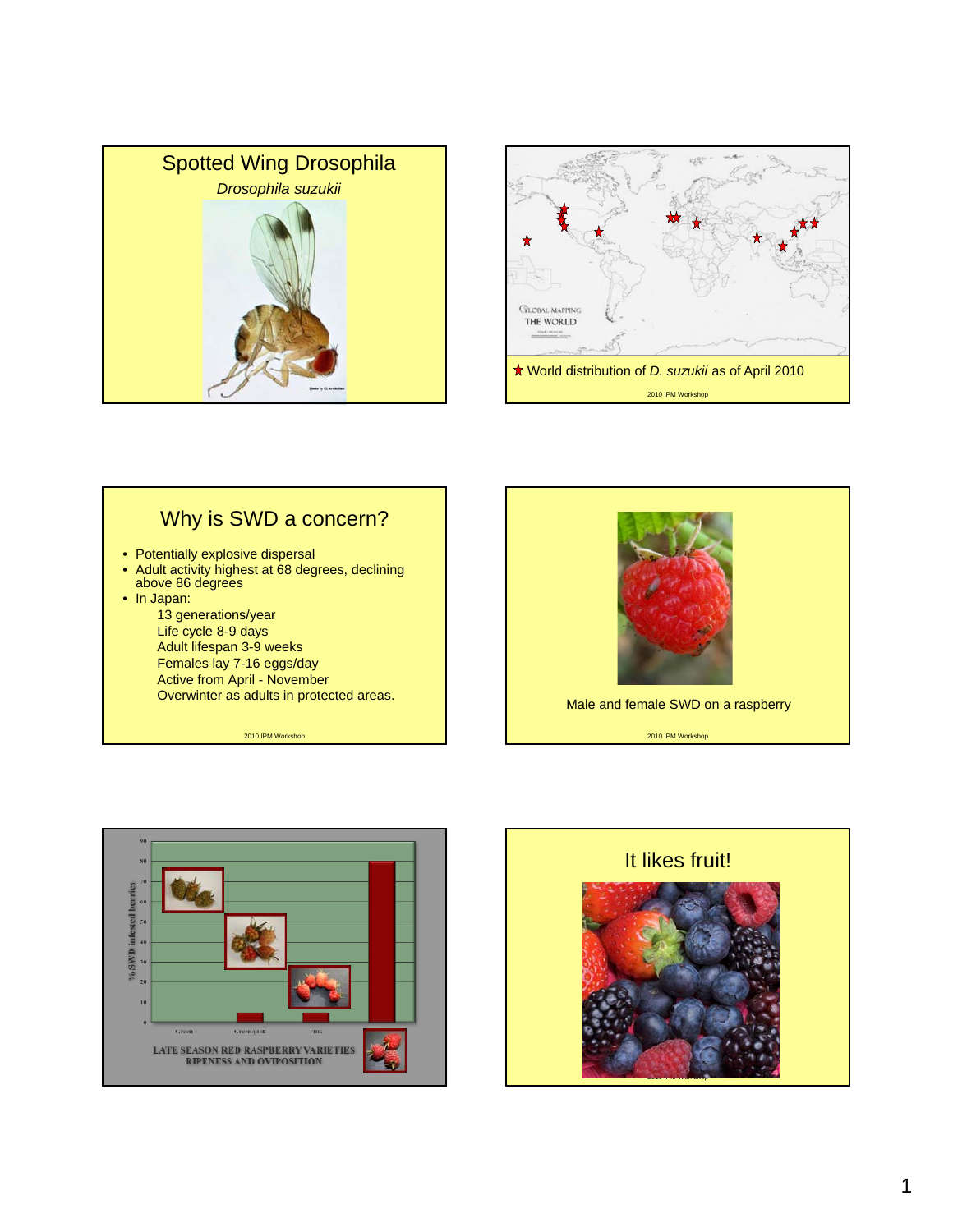# Spotted Wing Drosophila

*Drosophila suzukii*

World distribution of *D. suzukii* as of April 2010

## Why is SWD a concern?

- Potentially explosive dispersal
- Adult activity highest at 68 degrees, declining above 86 degrees
- In Japan:
  - 13 generations/year
  - Life cycle 8-9 days
  - Adult lifespan 3-9 weeks
  - Females lay 7-16 eggs/day
  - Active from April - November
  - Overwinter as adults in protected areas.

Male and female SWD on a raspberry

LATE SEASON RED RASPBERRY VARIETIES RIPENESS AND OVIPOSITION

## It likes fruit!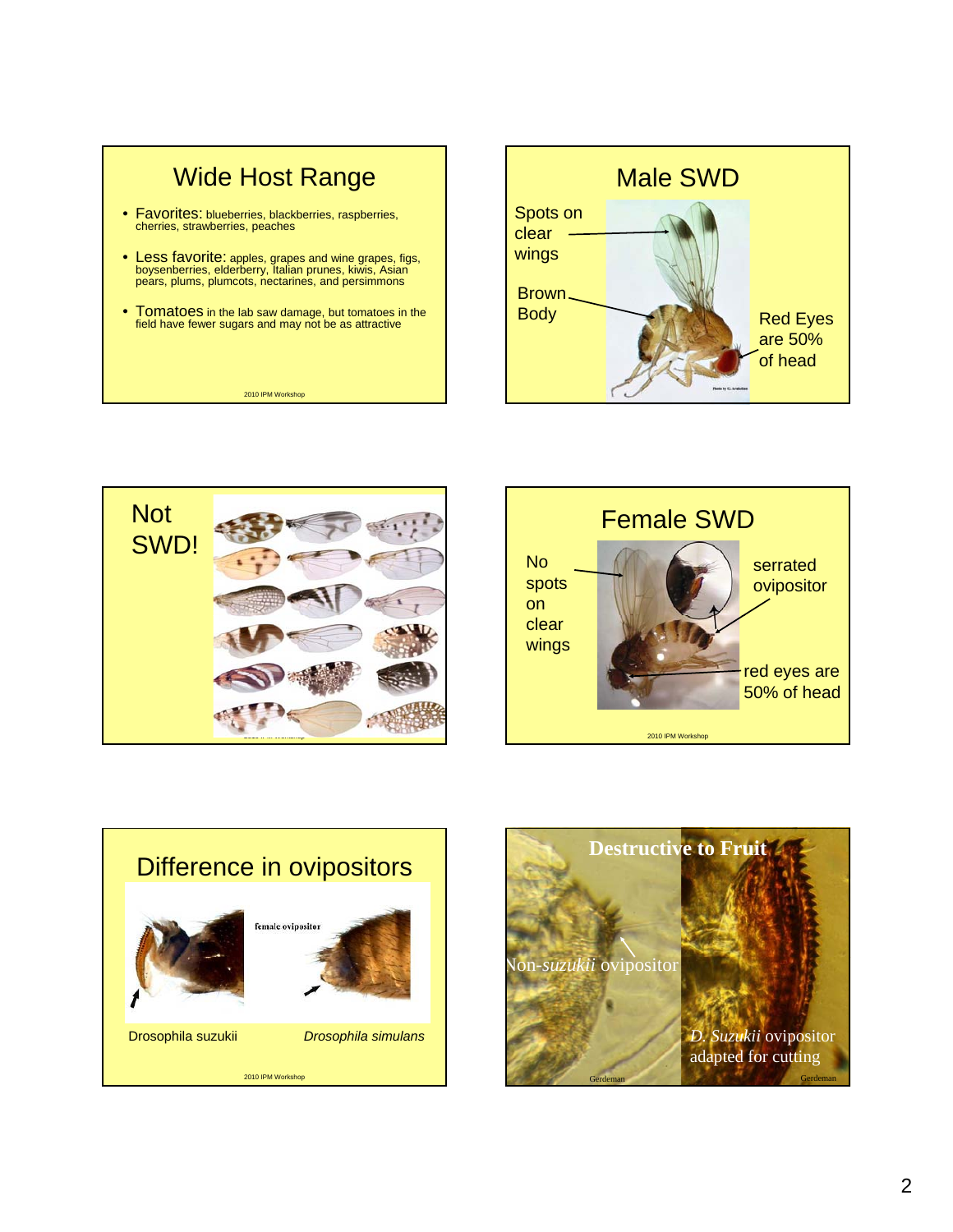## Wide Host Range

- Favorites: blueberries, blackberries, raspberries, cherries, strawberries, peaches
- Less favorite: apples, grapes and wine grapes, figs, boysenberries, elderberry, Italian prunes, kiwis, Asian pears, plums, plumcots, nectarines, and persimmons
- Tomatoes in the lab saw damage, but tomatoes in the field have fewer sugars and may not be as attractive

## Male SWD

Spots on clear wings

Brown Body

Red Eyes are 50% of head

## Not SWD!

## Female SWD

No spots on clear wings

serrated ovipositor

red eyes are 50% of head

## Difference in ovipositors

female ovipositor

Drosophila suzukii — *Drosophila simulans*

## Destructive to Fruit

Non-*suzukii* ovipositor

*D. Suzukii* ovipositor adapted for cutting

Gerdeman

Gerdeman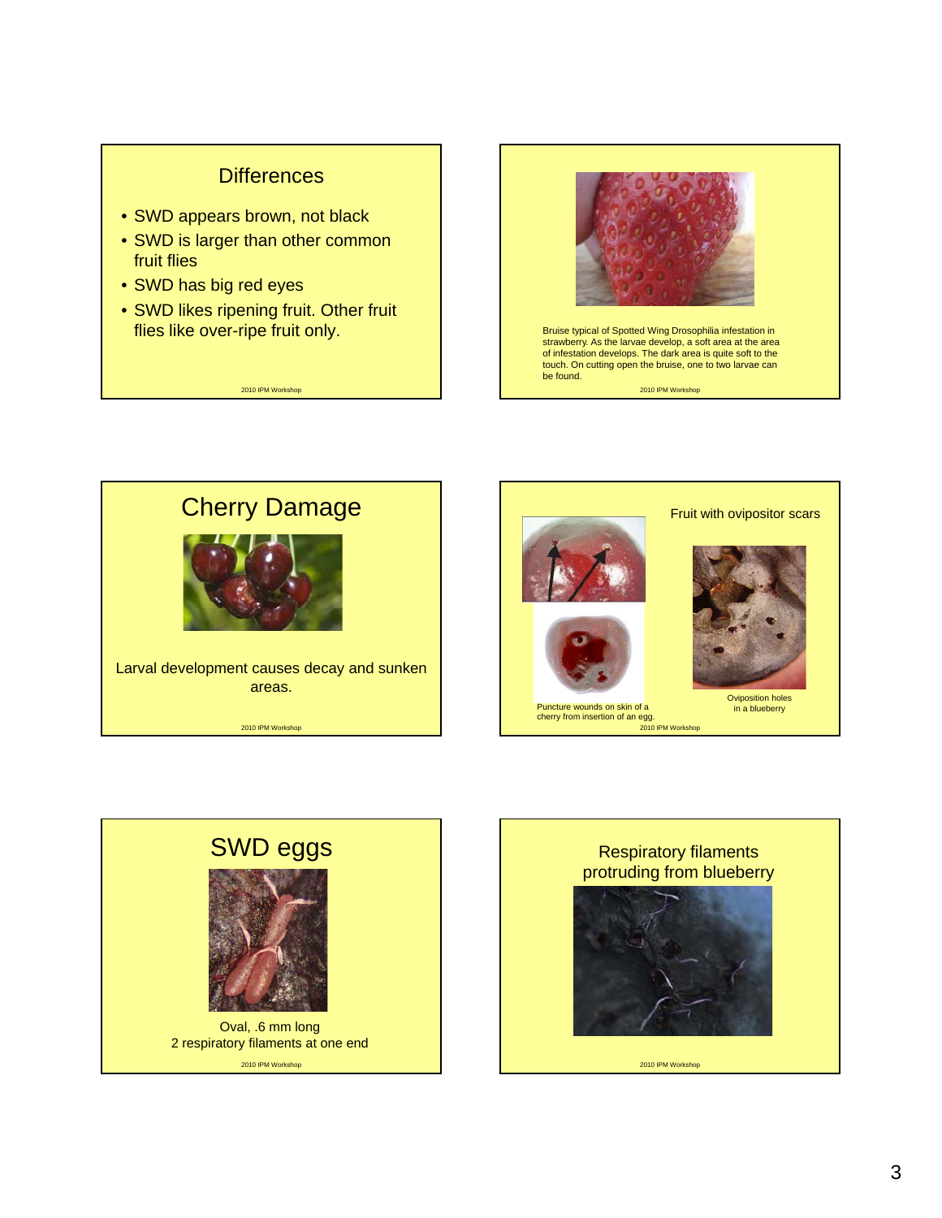## Differences

- SWD appears brown, not black
- SWD is larger than other common fruit flies
- SWD has big red eyes
- SWD likes ripening fruit. Other fruit flies like over-ripe fruit only.

Bruise typical of Spotted Wing Drosophilia infestation in strawberry. As the larvae develop, a soft area at the area of infestation develops. The dark area is quite soft to the touch. On cutting open the bruise, one to two larvae can be found.

## Cherry Damage

Larval development causes decay and sunken areas.

## Fruit with ovipositor scars

Puncture wounds on skin of a cherry from insertion of an egg.

Oviposition holes in a blueberry

## SWD eggs

Oval, .6 mm long
2 respiratory filaments at one end

## Respiratory filaments protruding from blueberry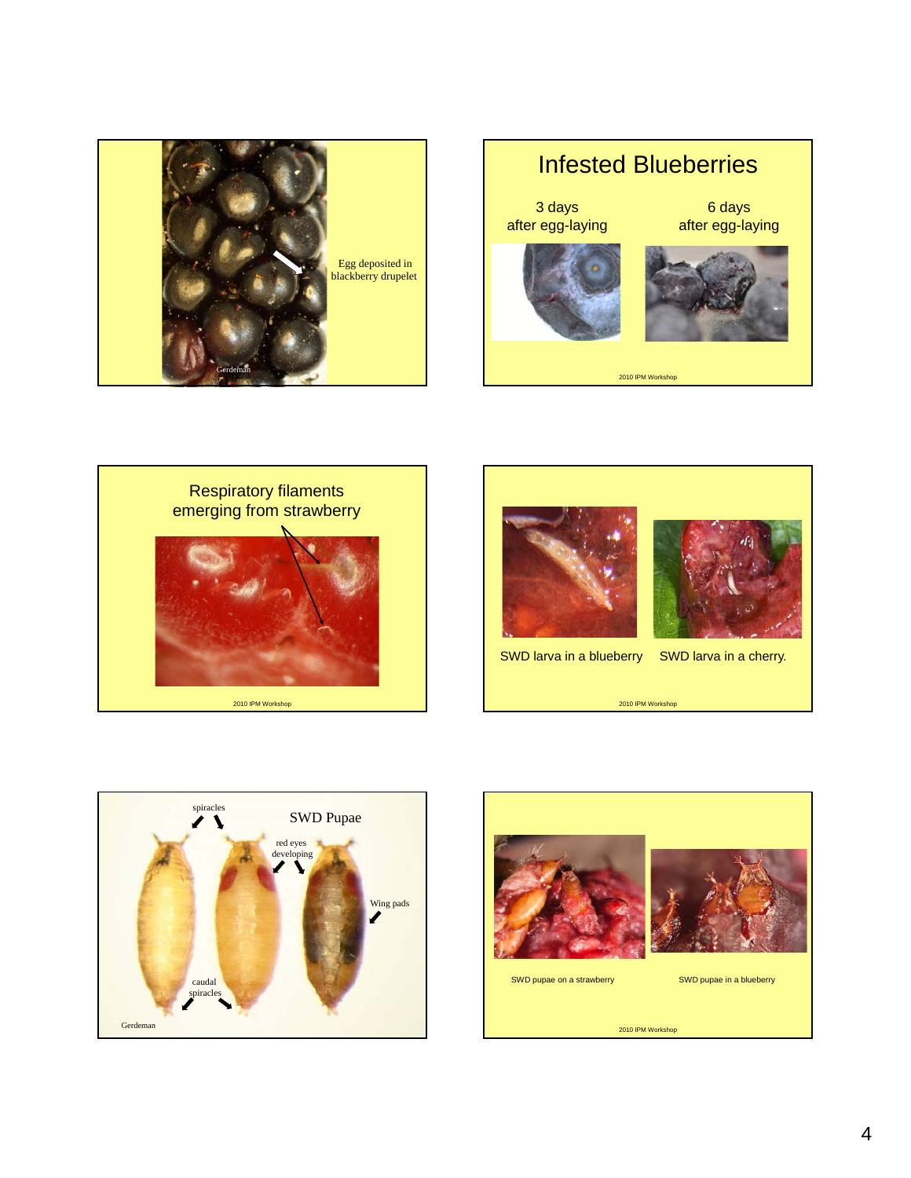Egg deposited in blackberry drupelet

Gerdeman

## Infested Blueberries

3 days after egg-laying

6 days after egg-laying

2010 IPM Workshop

## Respiratory filaments emerging from strawberry

2010 IPM Workshop

SWD larva in a blueberry

SWD larva in a cherry.

2010 IPM Workshop

## SWD Pupae

spiracles

red eyes developing

Wing pads

caudal spiracles

Gerdeman

SWD pupae on a strawberry

SWD pupae in a blueberry

2010 IPM Workshop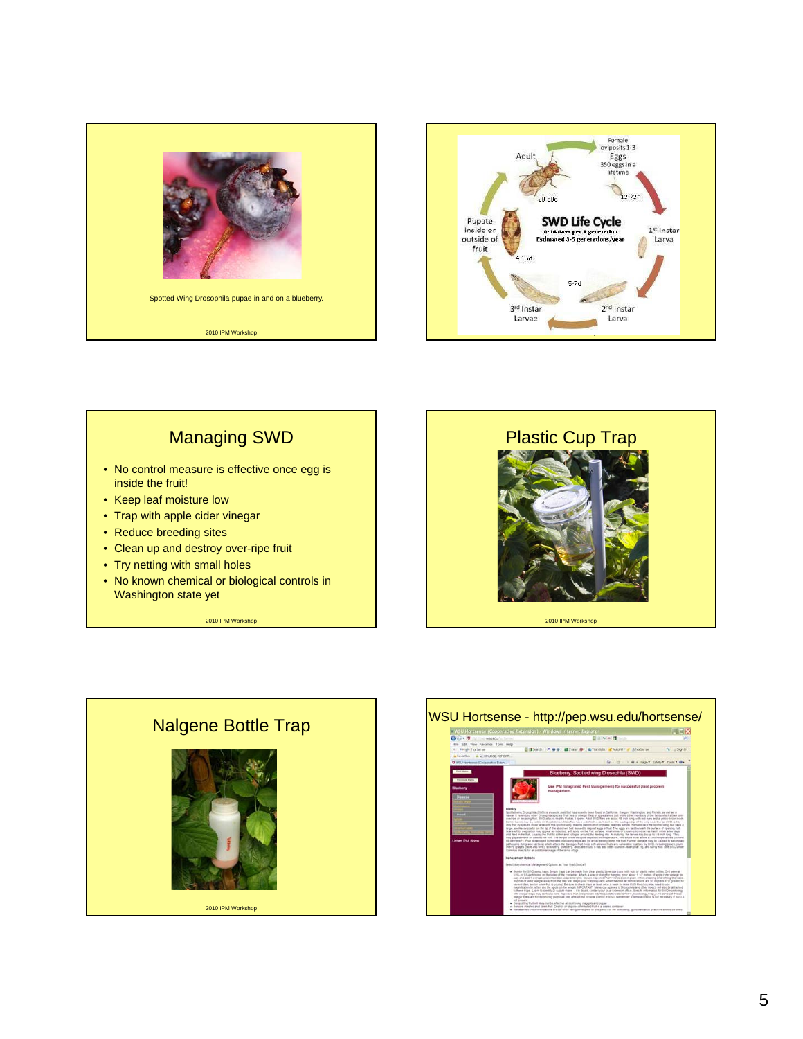Spotted Wing Drosophila pupae in and on a blueberry.

## SWD Life Cycle

0-14 days per 1 generation
Estimated 3-5 generations/year

- Adult — 20-30d
- Female oviposits 1-3 Eggs, 350 eggs in a lifetime — 12-72h
- 1st Instar Larva
- 2nd Instar Larva — 5-7d
- 3rd Instar Larvae
- Pupate inside or outside of fruit — 4-15d

## Managing SWD

- No control measure is effective once egg is inside the fruit!
- Keep leaf moisture low
- Trap with apple cider vinegar
- Reduce breeding sites
- Clean up and destroy over-ripe fruit
- Try netting with small holes
- No known chemical or biological controls in Washington state yet

## Plastic Cup Trap

## Nalgene Bottle Trap

## WSU Hortsense - http://pep.wsu.edu/hortsense/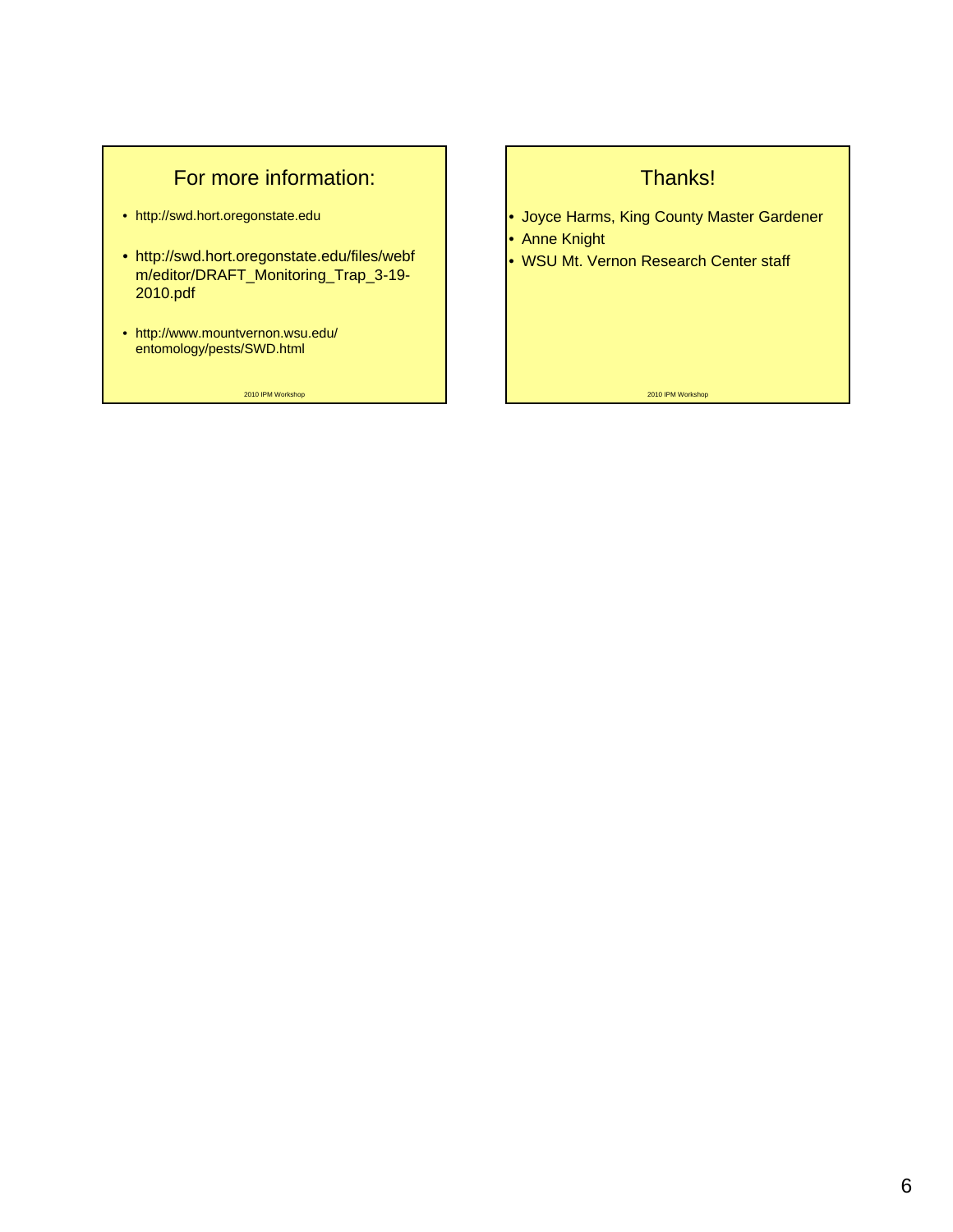## For more information:

- http://swd.hort.oregonstate.edu
- http://swd.hort.oregonstate.edu/files/webfm/editor/DRAFT_Monitoring_Trap_3-19-2010.pdf
- http://www.mountvernon.wsu.edu/entomology/pests/SWD.html

2010 IPM Workshop

## Thanks!

- Joyce Harms, King County Master Gardener
- Anne Knight
- WSU Mt. Vernon Research Center staff

2010 IPM Workshop